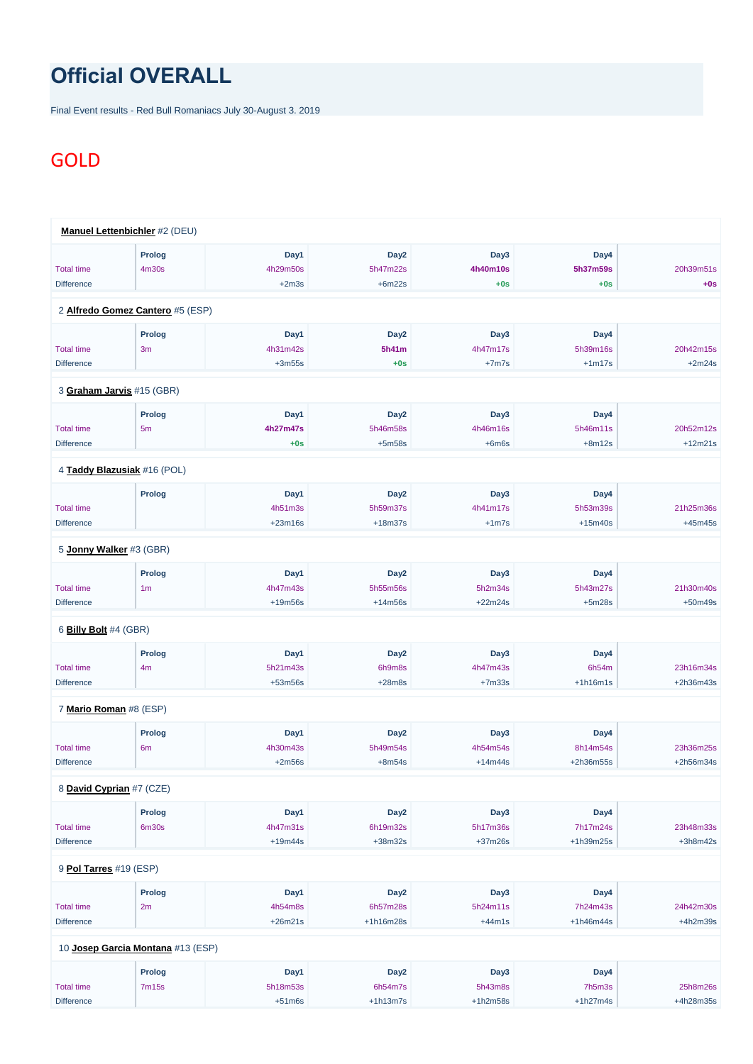# Official OVERALL

Final Event results - Red Bull Romaniacs July 30-August 3. 2019

## GOLD

**Manuel Lettenbichler** #2 (DEU)

| | Prolog | Day1 | Day2 | Day3 | Day4 | |
|---|---|---|---|---|---|---|
| Total time | 4m30s | 4h29m50s | 5h47m22s | **4h40m10s** | **5h37m59s** | 20h39m51s |
| Difference | | +2m3s | +6m22s | **+0s** | **+0s** | **+0s** |

2 **Alfredo Gomez Cantero** #5 (ESP)

| | Prolog | Day1 | Day2 | Day3 | Day4 | |
|---|---|---|---|---|---|---|
| Total time | 3m | 4h31m42s | **5h41m** | 4h47m17s | 5h39m16s | 20h42m15s |
| Difference | | +3m55s | **+0s** | +7m7s | +1m17s | +2m24s |

3 **Graham Jarvis** #15 (GBR)

| | Prolog | Day1 | Day2 | Day3 | Day4 | |
|---|---|---|---|---|---|---|
| Total time | 5m | **4h27m47s** | 5h46m58s | 4h46m16s | 5h46m11s | 20h52m12s |
| Difference | | **+0s** | +5m58s | +6m6s | +8m12s | +12m21s |

4 **Taddy Blazusiak** #16 (POL)

| | Prolog | Day1 | Day2 | Day3 | Day4 | |
|---|---|---|---|---|---|---|
| Total time | | 4h51m3s | 5h59m37s | 4h41m17s | 5h53m39s | 21h25m36s |
| Difference | | +23m16s | +18m37s | +1m7s | +15m40s | +45m45s |

5 **Jonny Walker** #3 (GBR)

| | Prolog | Day1 | Day2 | Day3 | Day4 | |
|---|---|---|---|---|---|---|
| Total time | 1m | 4h47m43s | 5h55m56s | 5h2m34s | 5h43m27s | 21h30m40s |
| Difference | | +19m56s | +14m56s | +22m24s | +5m28s | +50m49s |

6 **Billy Bolt** #4 (GBR)

| | Prolog | Day1 | Day2 | Day3 | Day4 | |
|---|---|---|---|---|---|---|
| Total time | 4m | 5h21m43s | 6h9m8s | 4h47m43s | 6h54m | 23h16m34s |
| Difference | | +53m56s | +28m8s | +7m33s | +1h16m1s | +2h36m43s |

7 **Mario Roman** #8 (ESP)

| | Prolog | Day1 | Day2 | Day3 | Day4 | |
|---|---|---|---|---|---|---|
| Total time | 6m | 4h30m43s | 5h49m54s | 4h54m54s | 8h14m54s | 23h36m25s |
| Difference | | +2m56s | +8m54s | +14m44s | +2h36m55s | +2h56m34s |

8 **David Cyprian** #7 (CZE)

| | Prolog | Day1 | Day2 | Day3 | Day4 | |
|---|---|---|---|---|---|---|
| Total time | 6m30s | 4h47m31s | 6h19m32s | 5h17m36s | 7h17m24s | 23h48m33s |
| Difference | | +19m44s | +38m32s | +37m26s | +1h39m25s | +3h8m42s |

9 **Pol Tarres** #19 (ESP)

| | Prolog | Day1 | Day2 | Day3 | Day4 | |
|---|---|---|---|---|---|---|
| Total time | 2m | 4h54m8s | 6h57m28s | 5h24m11s | 7h24m43s | 24h42m30s |
| Difference | | +26m21s | +1h16m28s | +44m1s | +1h46m44s | +4h2m39s |

10 **Josep Garcia Montana** #13 (ESP)

| | Prolog | Day1 | Day2 | Day3 | Day4 | |
|---|---|---|---|---|---|---|
| Total time | 7m15s | 5h18m53s | 6h54m7s | 5h43m8s | 7h5m3s | 25h8m26s |
| Difference | | +51m6s | +1h13m7s | +1h2m58s | +1h27m4s | +4h28m35s |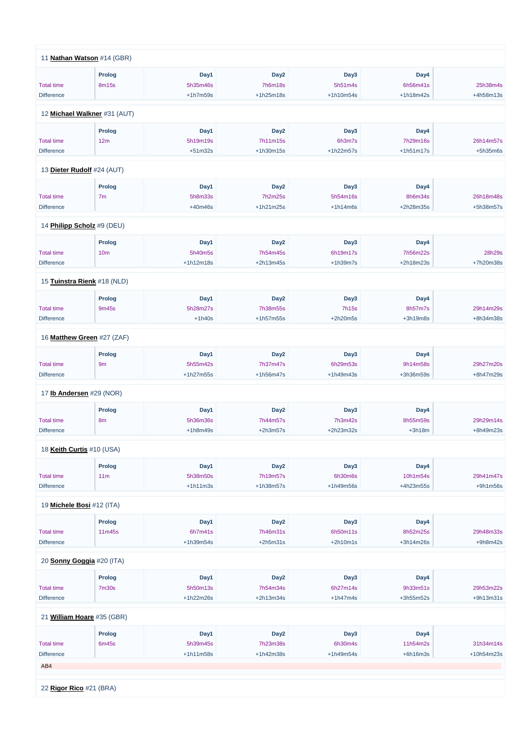11 **Nathan Watson** #14 (GBR)

| | Prolog | Day1 | Day2 | Day3 | Day4 | |
|---|---|---|---|---|---|---|
| Total time | 8m15s | 5h35m46s | 7h6m18s | 5h51m4s | 6h56m41s | 25h38m4s |
| Difference | | +1h7m59s | +1h25m18s | +1h10m54s | +1h18m42s | +4h58m13s |

12 **Michael Walkner** #31 (AUT)

| | Prolog | Day1 | Day2 | Day3 | Day4 | |
|---|---|---|---|---|---|---|
| Total time | 12m | 5h19m19s | 7h11m15s | 6h3m7s | 7h29m16s | 26h14m57s |
| Difference | | +51m32s | +1h30m15s | +1h22m57s | +1h51m17s | +5h35m6s |

13 **Dieter Rudolf** #24 (AUT)

| | Prolog | Day1 | Day2 | Day3 | Day4 | |
|---|---|---|---|---|---|---|
| Total time | 7m | 5h8m33s | 7h2m25s | 5h54m16s | 8h6m34s | 26h18m48s |
| Difference | | +40m46s | +1h21m25s | +1h14m6s | +2h28m35s | +5h38m57s |

14 **Philipp Scholz** #9 (DEU)

| | Prolog | Day1 | Day2 | Day3 | Day4 | |
|---|---|---|---|---|---|---|
| Total time | 10m | 5h40m5s | 7h54m45s | 6h19m17s | 7h56m22s | 28h29s |
| Difference | | +1h12m18s | +2h13m45s | +1h39m7s | +2h18m23s | +7h20m38s |

15 **Tuinstra Rienk** #18 (NLD)

| | Prolog | Day1 | Day2 | Day3 | Day4 | |
|---|---|---|---|---|---|---|
| Total time | 9m45s | 5h28m27s | 7h38m55s | 7h15s | 8h57m7s | 29h14m29s |
| Difference | | +1h40s | +1h57m55s | +2h20m5s | +3h19m8s | +8h34m38s |

16 **Matthew Green** #27 (ZAF)

| | Prolog | Day1 | Day2 | Day3 | Day4 | |
|---|---|---|---|---|---|---|
| Total time | 9m | 5h55m42s | 7h37m47s | 6h29m53s | 9h14m58s | 29h27m20s |
| Difference | | +1h27m55s | +1h56m47s | +1h49m43s | +3h36m59s | +8h47m29s |

17 **Ib Andersen** #29 (NOR)

| | Prolog | Day1 | Day2 | Day3 | Day4 | |
|---|---|---|---|---|---|---|
| Total time | 8m | 5h36m36s | 7h44m57s | 7h3m42s | 8h55m59s | 29h29m14s |
| Difference | | +1h8m49s | +2h3m57s | +2h23m32s | +3h18m | +8h49m23s |

18 **Keith Curtis** #10 (USA)

| | Prolog | Day1 | Day2 | Day3 | Day4 | |
|---|---|---|---|---|---|---|
| Total time | 11m | 5h38m50s | 7h19m57s | 6h30m6s | 10h1m54s | 29h41m47s |
| Difference | | +1h11m3s | +1h38m57s | +1h49m56s | +4h23m55s | +9h1m56s |

19 **Michele Bosi** #12 (ITA)

| | Prolog | Day1 | Day2 | Day3 | Day4 | |
|---|---|---|---|---|---|---|
| Total time | 11m45s | 6h7m41s | 7h46m31s | 6h50m11s | 8h52m25s | 29h48m33s |
| Difference | | +1h39m54s | +2h5m31s | +2h10m1s | +3h14m26s | +9h8m42s |

20 **Sonny Goggia** #20 (ITA)

| | Prolog | Day1 | Day2 | Day3 | Day4 | |
|---|---|---|---|---|---|---|
| Total time | 7m30s | 5h50m13s | 7h54m34s | 6h27m14s | 9h33m51s | 29h53m22s |
| Difference | | +1h22m26s | +2h13m34s | +1h47m4s | +3h55m52s | +9h13m31s |

21 **William Hoare** #35 (GBR)

| | Prolog | Day1 | Day2 | Day3 | Day4 | |
|---|---|---|---|---|---|---|
| Total time | 6m45s | 5h39m45s | 7h23m38s | 6h30m4s | 11h54m2s | 31h34m14s |
| Difference | | +1h11m58s | +1h42m38s | +1h49m54s | +6h16m3s | +10h54m23s |

AB4

22 **Rigor Rico** #21 (BRA)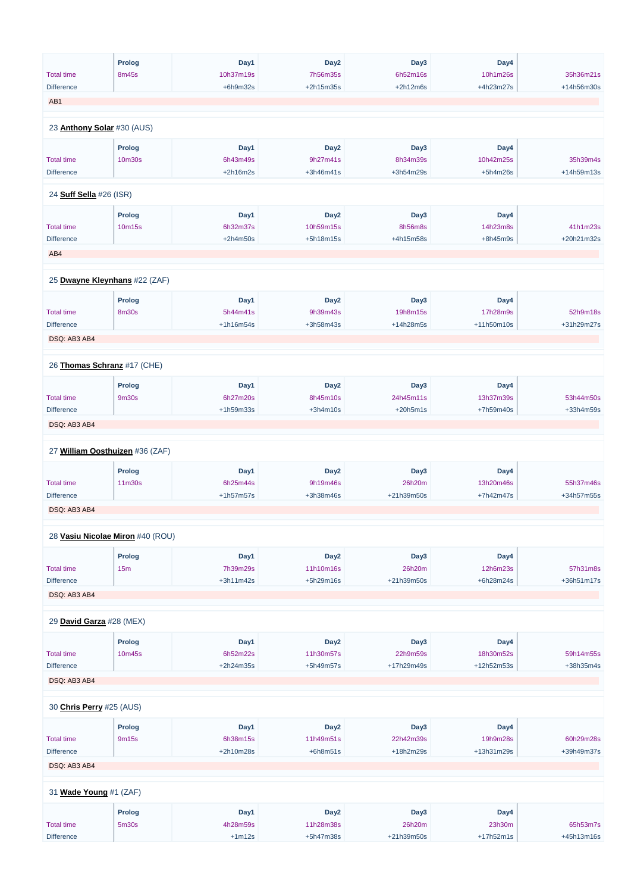| | Prolog | Day1 | Day2 | Day3 | Day4 | |
|---|---|---|---|---|---|---|
| Total time | 8m45s | 10h37m19s | 7h56m35s | 6h52m16s | 10h1m26s | 35h36m21s |
| Difference | | +6h9m32s | +2h15m35s | +2h12m6s | +4h23m27s | +14h56m30s |

AB1

23 **Anthony Solar** #30 (AUS)

| | Prolog | Day1 | Day2 | Day3 | Day4 | |
|---|---|---|---|---|---|---|
| Total time | 10m30s | 6h43m49s | 9h27m41s | 8h34m39s | 10h42m25s | 35h39m4s |
| Difference | | +2h16m2s | +3h46m41s | +3h54m29s | +5h4m26s | +14h59m13s |

24 **Suff Sella** #26 (ISR)

| | Prolog | Day1 | Day2 | Day3 | Day4 | |
|---|---|---|---|---|---|---|
| Total time | 10m15s | 6h32m37s | 10h59m15s | 8h56m8s | 14h23m8s | 41h1m23s |
| Difference | | +2h4m50s | +5h18m15s | +4h15m58s | +8h45m9s | +20h21m32s |

AB4

25 **Dwayne Kleynhans** #22 (ZAF)

| | Prolog | Day1 | Day2 | Day3 | Day4 | |
|---|---|---|---|---|---|---|
| Total time | 8m30s | 5h44m41s | 9h39m43s | 19h8m15s | 17h28m9s | 52h9m18s |
| Difference | | +1h16m54s | +3h58m43s | +14h28m5s | +11h50m10s | +31h29m27s |

DSQ: AB3 AB4

26 **Thomas Schranz** #17 (CHE)

| | Prolog | Day1 | Day2 | Day3 | Day4 | |
|---|---|---|---|---|---|---|
| Total time | 9m30s | 6h27m20s | 8h45m10s | 24h45m11s | 13h37m39s | 53h44m50s |
| Difference | | +1h59m33s | +3h4m10s | +20h5m1s | +7h59m40s | +33h4m59s |

DSQ: AB3 AB4

27 **William Oosthuizen** #36 (ZAF)

| | Prolog | Day1 | Day2 | Day3 | Day4 | |
|---|---|---|---|---|---|---|
| Total time | 11m30s | 6h25m44s | 9h19m46s | 26h20m | 13h20m46s | 55h37m46s |
| Difference | | +1h57m57s | +3h38m46s | +21h39m50s | +7h42m47s | +34h57m55s |

DSQ: AB3 AB4

28 **Vasiu Nicolae Miron** #40 (ROU)

| | Prolog | Day1 | Day2 | Day3 | Day4 | |
|---|---|---|---|---|---|---|
| Total time | 15m | 7h39m29s | 11h10m16s | 26h20m | 12h6m23s | 57h31m8s |
| Difference | | +3h11m42s | +5h29m16s | +21h39m50s | +6h28m24s | +36h51m17s |

DSQ: AB3 AB4

29 **David Garza** #28 (MEX)

| | Prolog | Day1 | Day2 | Day3 | Day4 | |
|---|---|---|---|---|---|---|
| Total time | 10m45s | 6h52m22s | 11h30m57s | 22h9m59s | 18h30m52s | 59h14m55s |
| Difference | | +2h24m35s | +5h49m57s | +17h29m49s | +12h52m53s | +38h35m4s |

DSQ: AB3 AB4

30 **Chris Perry** #25 (AUS)

| | Prolog | Day1 | Day2 | Day3 | Day4 | |
|---|---|---|---|---|---|---|
| Total time | 9m15s | 6h38m15s | 11h49m51s | 22h42m39s | 19h9m28s | 60h29m28s |
| Difference | | +2h10m28s | +6h8m51s | +18h2m29s | +13h31m29s | +39h49m37s |

DSQ: AB3 AB4

31 **Wade Young** #1 (ZAF)

| | Prolog | Day1 | Day2 | Day3 | Day4 | |
|---|---|---|---|---|---|---|
| Total time | 5m30s | 4h28m59s | 11h28m38s | 26h20m | 23h30m | 65h53m7s |
| Difference | | +1m12s | +5h47m38s | +21h39m50s | +17h52m1s | +45h13m16s |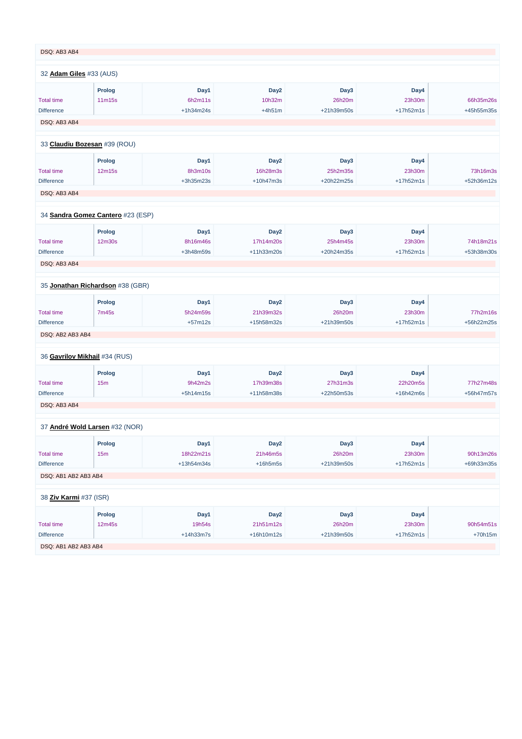DSQ: AB3 AB4

32 **Adam Giles** #33 (AUS)

| | Prolog | Day1 | Day2 | Day3 | Day4 | |
|---|---|---|---|---|---|---|
| Total time | 11m15s | 6h2m11s | 10h32m | 26h20m | 23h30m | 66h35m26s |
| Difference | | +1h34m24s | +4h51m | +21h39m50s | +17h52m1s | +45h55m35s |

DSQ: AB3 AB4

33 **Claudiu Bozesan** #39 (ROU)

| | Prolog | Day1 | Day2 | Day3 | Day4 | |
|---|---|---|---|---|---|---|
| Total time | 12m15s | 8h3m10s | 16h28m3s | 25h2m35s | 23h30m | 73h16m3s |
| Difference | | +3h35m23s | +10h47m3s | +20h22m25s | +17h52m1s | +52h36m12s |

DSQ: AB3 AB4

34 **Sandra Gomez Cantero** #23 (ESP)

| | Prolog | Day1 | Day2 | Day3 | Day4 | |
|---|---|---|---|---|---|---|
| Total time | 12m30s | 8h16m46s | 17h14m20s | 25h4m45s | 23h30m | 74h18m21s |
| Difference | | +3h48m59s | +11h33m20s | +20h24m35s | +17h52m1s | +53h38m30s |

DSQ: AB3 AB4

35 **Jonathan Richardson** #38 (GBR)

| | Prolog | Day1 | Day2 | Day3 | Day4 | |
|---|---|---|---|---|---|---|
| Total time | 7m45s | 5h24m59s | 21h39m32s | 26h20m | 23h30m | 77h2m16s |
| Difference | | +57m12s | +15h58m32s | +21h39m50s | +17h52m1s | +56h22m25s |

DSQ: AB2 AB3 AB4

36 **Gavrilov Mikhail** #34 (RUS)

| | Prolog | Day1 | Day2 | Day3 | Day4 | |
|---|---|---|---|---|---|---|
| Total time | 15m | 9h42m2s | 17h39m38s | 27h31m3s | 22h20m5s | 77h27m48s |
| Difference | | +5h14m15s | +11h58m38s | +22h50m53s | +16h42m6s | +56h47m57s |

DSQ: AB3 AB4

37 **André Wold Larsen** #32 (NOR)

| | Prolog | Day1 | Day2 | Day3 | Day4 | |
|---|---|---|---|---|---|---|
| Total time | 15m | 18h22m21s | 21h46m5s | 26h20m | 23h30m | 90h13m26s |
| Difference | | +13h54m34s | +16h5m5s | +21h39m50s | +17h52m1s | +69h33m35s |

DSQ: AB1 AB2 AB3 AB4

38 **Ziv Karmi** #37 (ISR)

| | Prolog | Day1 | Day2 | Day3 | Day4 | |
|---|---|---|---|---|---|---|
| Total time | 12m45s | 19h54s | 21h51m12s | 26h20m | 23h30m | 90h54m51s |
| Difference | | +14h33m7s | +16h10m12s | +21h39m50s | +17h52m1s | +70h15m |

DSQ: AB1 AB2 AB3 AB4